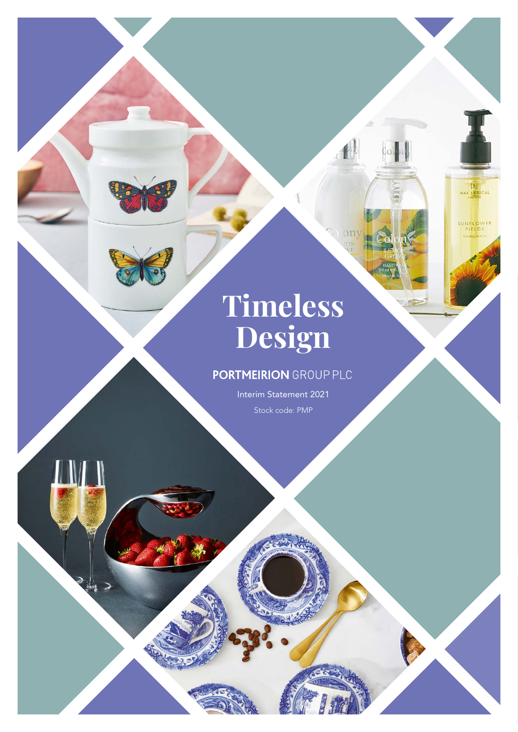# Timeless Design

**PORTMEIRION** GROUP PLC

Interim Statement 2021

Stock code: PMP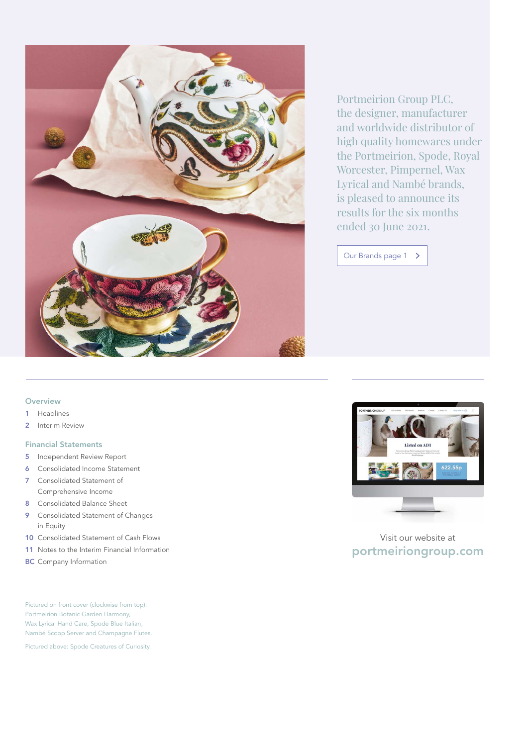Portmeirion Group PLC, the designer, manufacturer and worldwide distributor of high quality homewares under the Portmeirion, Spode, Royal Worcester, Pimpernel, Wax Lyrical and Nambé brands, is pleased to announce its results for the six months ended 30 June 2021.

Our Brands page 1 >

## Overview

1 Headlines
2 Interim Review

## Financial Statements

5 Independent Review Report
6 Consolidated Income Statement
7 Consolidated Statement of Comprehensive Income
8 Consolidated Balance Sheet
9 Consolidated Statement of Changes in Equity
10 Consolidated Statement of Cash Flows
11 Notes to the Interim Financial Information
BC Company Information

Visit our website at
**portmeiriongroup.com**

Pictured on front cover (clockwise from top): Portmeirion Botanic Garden Harmony, Wax Lyrical Hand Care, Spode Blue Italian, Nambé Scoop Server and Champagne Flutes.

Pictured above: Spode Creatures of Curiosity.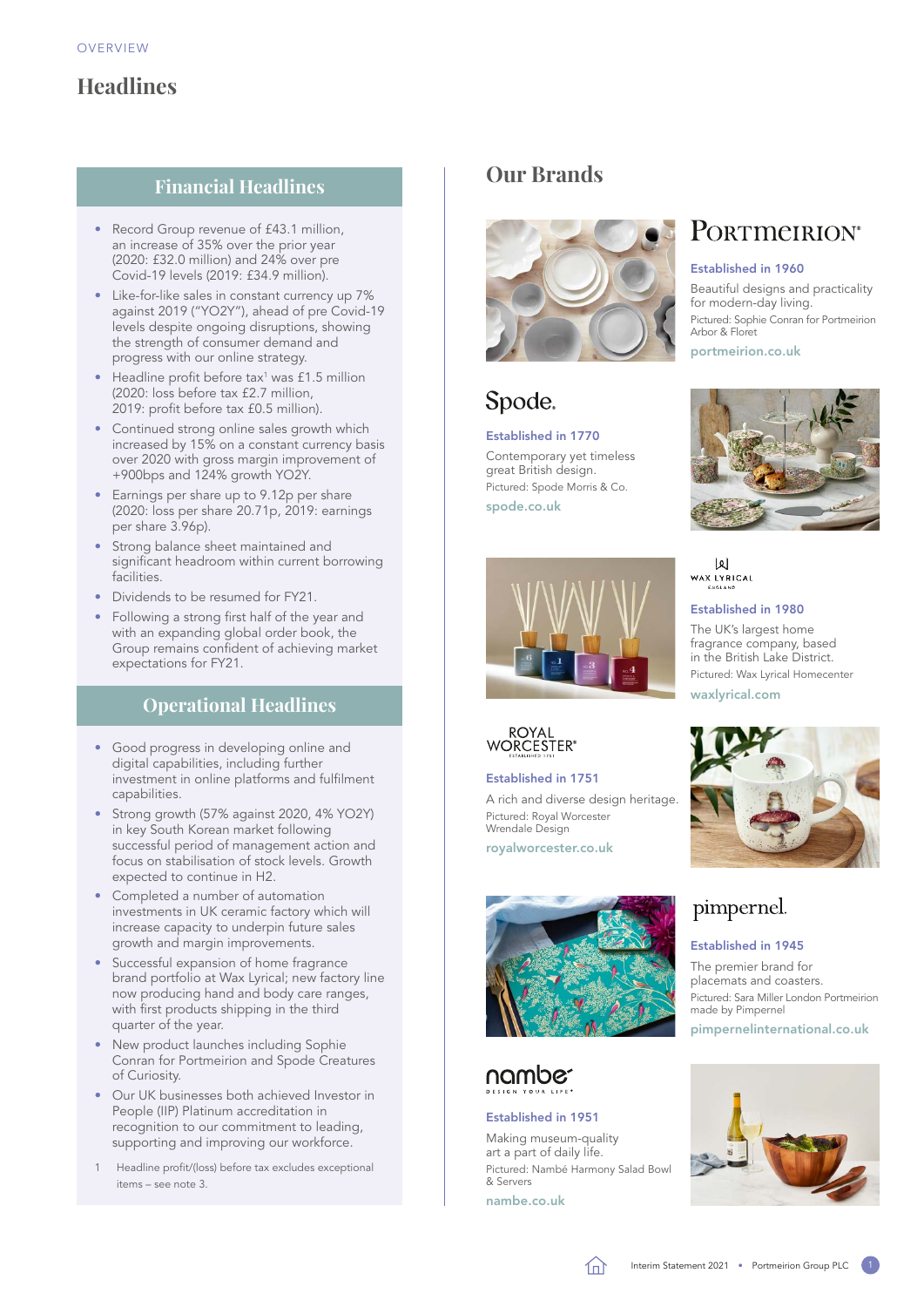OVERVIEW

# Headlines

## Financial Headlines

- Record Group revenue of £43.1 million, an increase of 35% over the prior year (2020: £32.0 million) and 24% over pre Covid-19 levels (2019: £34.9 million).
- Like-for-like sales in constant currency up 7% against 2019 ("YO2Y"), ahead of pre Covid-19 levels despite ongoing disruptions, showing the strength of consumer demand and progress with our online strategy.
- Headline profit before tax[1] was £1.5 million (2020: loss before tax £2.7 million, 2019: profit before tax £0.5 million).
- Continued strong online sales growth which increased by 15% on a constant currency basis over 2020 with gross margin improvement of +900bps and 124% growth YO2Y.
- Earnings per share up to 9.12p per share (2020: loss per share 20.71p, 2019: earnings per share 3.96p).
- Strong balance sheet maintained and significant headroom within current borrowing facilities.
- Dividends to be resumed for FY21.
- Following a strong first half of the year and with an expanding global order book, the Group remains confident of achieving market expectations for FY21.

## Operational Headlines

- Good progress in developing online and digital capabilities, including further investment in online platforms and fulfilment capabilities.
- Strong growth (57% against 2020, 4% YO2Y) in key South Korean market following successful period of management action and focus on stabilisation of stock levels. Growth expected to continue in H2.
- Completed a number of automation investments in UK ceramic factory which will increase capacity to underpin future sales growth and margin improvements.
- Successful expansion of home fragrance brand portfolio at Wax Lyrical; new factory line now producing hand and body care ranges, with first products shipping in the third quarter of the year.
- New product launches including Sophie Conran for Portmeirion and Spode Creatures of Curiosity.
- Our UK businesses both achieved Investor in People (IIP) Platinum accreditation in recognition to our commitment to leading, supporting and improving our workforce.

1 Headline profit/(loss) before tax excludes exceptional items – see note 3.

## Our Brands

### PORTMEIRION

**Established in 1960**

Beautiful designs and practicality for modern-day living.

Pictured: Sophie Conran for Portmeirion Arbor & Floret

portmeirion.co.uk

### Spode.

**Established in 1770**

Contemporary yet timeless great British design.

Pictured: Spode Morris & Co.

spode.co.uk

### WAX LYRICAL ENGLAND

**Established in 1980**

The UK's largest home fragrance company, based in the British Lake District.

Pictured: Wax Lyrical Homecenter

waxlyrical.com

### ROYAL WORCESTER

**Established in 1751**

A rich and diverse design heritage.

Pictured: Royal Worcester Wrendale Design

royalworcester.co.uk

### pimpernel.

**Established in 1945**

The premier brand for placemats and coasters.

Pictured: Sara Miller London Portmeirion made by Pimpernel

pimpernelinternational.co.uk

### nambe DESIGN YOUR LIFE

**Established in 1951**

Making museum-quality art a part of daily life.

Pictured: Nambé Harmony Salad Bowl & Servers

nambe.co.uk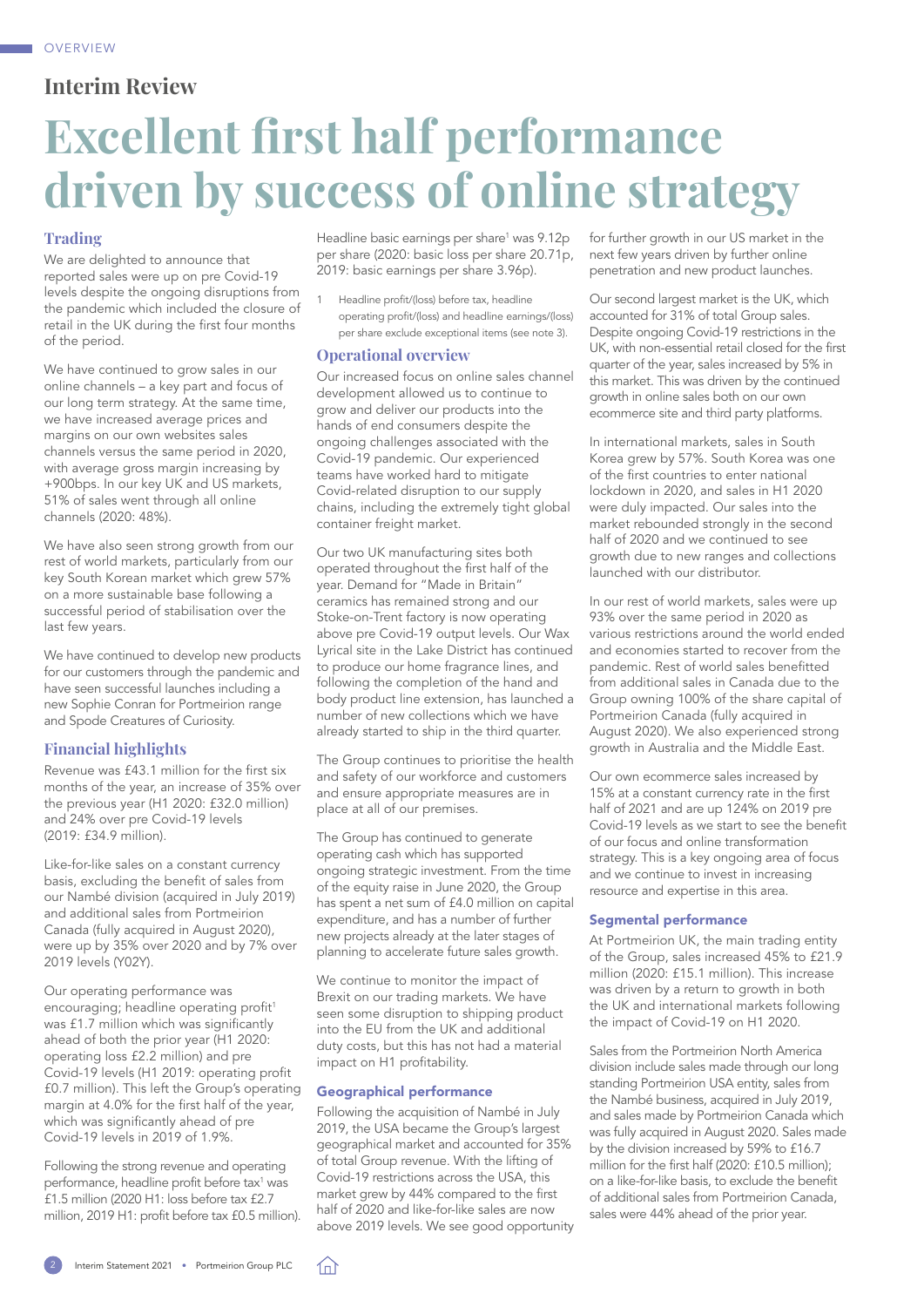# Interim Review

## Excellent first half performance driven by success of online strategy

### Trading

We are delighted to announce that reported sales were up on pre Covid-19 levels despite the ongoing disruptions from the pandemic which included the closure of retail in the UK during the first four months of the period.

We have continued to grow sales in our online channels – a key part and focus of our long term strategy. At the same time, we have increased average prices and margins on our own websites sales channels versus the same period in 2020, with average gross margin increasing by +900bps. In our key UK and US markets, 51% of sales went through all online channels (2020: 48%).

We have also seen strong growth from our rest of world markets, particularly from our key South Korean market which grew 57% on a more sustainable base following a successful period of stabilisation over the last few years.

We have continued to develop new products for our customers through the pandemic and have seen successful launches including a new Sophie Conran for Portmeirion range and Spode Creatures of Curiosity.

### Financial highlights

Revenue was £43.1 million for the first six months of the year, an increase of 35% over the previous year (H1 2020: £32.0 million) and 24% over pre Covid-19 levels (2019: £34.9 million).

Like-for-like sales on a constant currency basis, excluding the benefit of sales from our Nambé division (acquired in July 2019) and additional sales from Portmeirion Canada (fully acquired in August 2020), were up by 35% over 2020 and by 7% over 2019 levels (Y02Y).

Our operating performance was encouraging; headline operating profit[1] was £1.7 million which was significantly ahead of both the prior year (H1 2020: operating loss £2.2 million) and pre Covid-19 levels (H1 2019: operating profit £0.7 million). This left the Group's operating margin at 4.0% for the first half of the year, which was significantly ahead of pre Covid-19 levels in 2019 of 1.9%.

Following the strong revenue and operating performance, headline profit before tax[1] was £1.5 million (2020 H1: loss before tax £2.7 million, 2019 H1: profit before tax £0.5 million).

Headline basic earnings per share[1] was 9.12p per share (2020: basic loss per share 20.71p, 2019: basic earnings per share 3.96p).

1 Headline profit/(loss) before tax, headline operating profit/(loss) and headline earnings/(loss) per share exclude exceptional items (see note 3).

### Operational overview

Our increased focus on online sales channel development allowed us to continue to grow and deliver our products into the hands of end consumers despite the ongoing challenges associated with the Covid-19 pandemic. Our experienced teams have worked hard to mitigate Covid-related disruption to our supply chains, including the extremely tight global container freight market.

Our two UK manufacturing sites both operated throughout the first half of the year. Demand for "Made in Britain" ceramics has remained strong and our Stoke-on-Trent factory is now operating above pre Covid-19 output levels. Our Wax Lyrical site in the Lake District has continued to produce our home fragrance lines, and following the completion of the hand and body product line extension, has launched a number of new collections which we have already started to ship in the third quarter.

The Group continues to prioritise the health and safety of our workforce and customers and ensure appropriate measures are in place at all of our premises.

The Group has continued to generate operating cash which has supported ongoing strategic investment. From the time of the equity raise in June 2020, the Group has spent a net sum of £4.0 million on capital expenditure, and has a number of further new projects already at the later stages of planning to accelerate future sales growth.

We continue to monitor the impact of Brexit on our trading markets. We have seen some disruption to shipping product into the EU from the UK and additional duty costs, but this has not had a material impact on H1 profitability.

### Geographical performance

Following the acquisition of Nambé in July 2019, the USA became the Group's largest geographical market and accounted for 35% of total Group revenue. With the lifting of Covid-19 restrictions across the USA, this market grew by 44% compared to the first half of 2020 and like-for-like sales are now above 2019 levels. We see good opportunity for further growth in our US market in the next few years driven by further online penetration and new product launches.

Our second largest market is the UK, which accounted for 31% of total Group sales. Despite ongoing Covid-19 restrictions in the UK, with non-essential retail closed for the first quarter of the year, sales increased by 5% in this market. This was driven by the continued growth in online sales both on our own ecommerce site and third party platforms.

In international markets, sales in South Korea grew by 57%. South Korea was one of the first countries to enter national lockdown in 2020, and sales in H1 2020 were duly impacted. Our sales into the market rebounded strongly in the second half of 2020 and we continued to see growth due to new ranges and collections launched with our distributor.

In our rest of world markets, sales were up 93% over the same period in 2020 as various restrictions around the world ended and economies started to recover from the pandemic. Rest of world sales benefitted from additional sales in Canada due to the Group owning 100% of the share capital of Portmeirion Canada (fully acquired in August 2020). We also experienced strong growth in Australia and the Middle East.

Our own ecommerce sales increased by 15% at a constant currency rate in the first half of 2021 and are up 124% on 2019 pre Covid-19 levels as we start to see the benefit of our focus and online transformation strategy. This is a key ongoing area of focus and we continue to invest in increasing resource and expertise in this area.

### Segmental performance

At Portmeirion UK, the main trading entity of the Group, sales increased 45% to £21.9 million (2020: £15.1 million). This increase was driven by a return to growth in both the UK and international markets following the impact of Covid-19 on H1 2020.

Sales from the Portmeirion North America division include sales made through our long standing Portmeirion USA entity, sales from the Nambé business, acquired in July 2019, and sales made by Portmeirion Canada which was fully acquired in August 2020. Sales made by the division increased by 59% to £16.7 million for the first half (2020: £10.5 million); on a like-for-like basis, to exclude the benefit of additional sales from Portmeirion Canada, sales were 44% ahead of the prior year.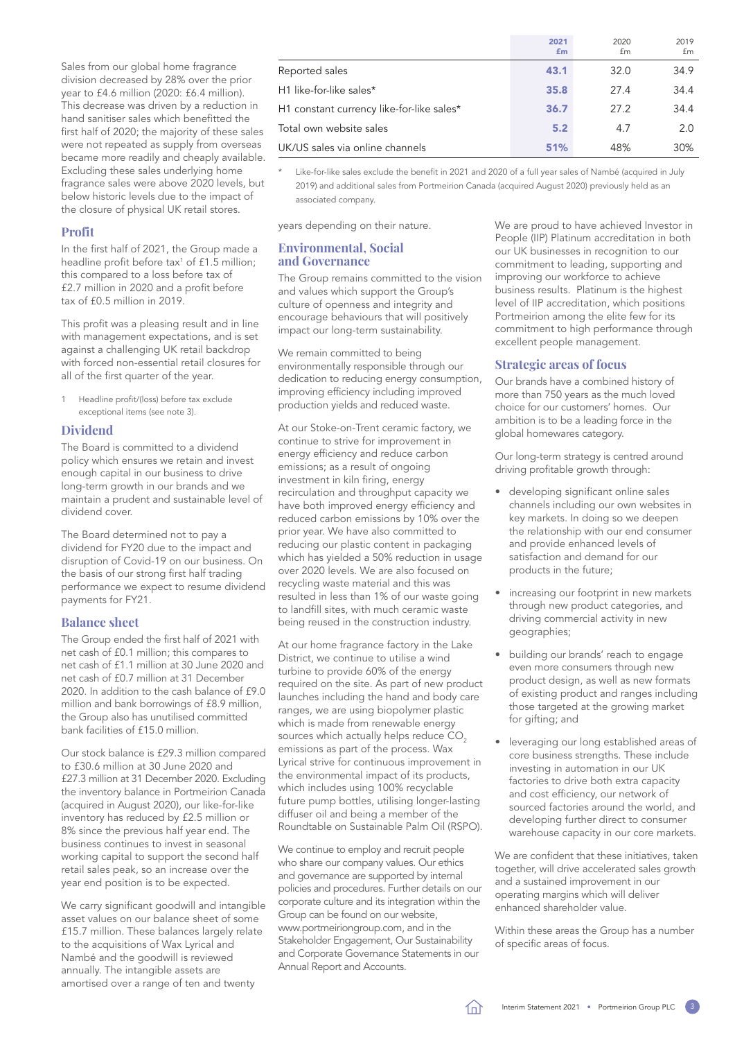Sales from our global home fragrance division decreased by 28% over the prior year to £4.6 million (2020: £6.4 million). This decrease was driven by a reduction in hand sanitiser sales which benefitted the first half of 2020; the majority of these sales were not repeated as supply from overseas became more readily and cheaply available. Excluding these sales underlying home fragrance sales were above 2020 levels, but below historic levels due to the impact of the closure of physical UK retail stores.

## Profit

In the first half of 2021, the Group made a headline profit before tax[1] of £1.5 million; this compared to a loss before tax of £2.7 million in 2020 and a profit before tax of £0.5 million in 2019.

This profit was a pleasing result and in line with management expectations, and is set against a challenging UK retail backdrop with forced non-essential retail closures for all of the first quarter of the year.

1 Headline profit/(loss) before tax exclude exceptional items (see note 3).

## Dividend

The Board is committed to a dividend policy which ensures we retain and invest enough capital in our business to drive long-term growth in our brands and we maintain a prudent and sustainable level of dividend cover.

The Board determined not to pay a dividend for FY20 due to the impact and disruption of Covid-19 on our business. On the basis of our strong first half trading performance we expect to resume dividend payments for FY21.

## Balance sheet

The Group ended the first half of 2021 with net cash of £0.1 million; this compares to net cash of £1.1 million at 30 June 2020 and net cash of £0.7 million at 31 December 2020. In addition to the cash balance of £9.0 million and bank borrowings of £8.9 million, the Group also has unutilised committed bank facilities of £15.0 million.

Our stock balance is £29.3 million compared to £30.6 million at 30 June 2020 and £27.3 million at 31 December 2020. Excluding the inventory balance in Portmeirion Canada (acquired in August 2020), our like-for-like inventory has reduced by £2.5 million or 8% since the previous half year end. The business continues to invest in seasonal working capital to support the second half retail sales peak, so an increase over the year end position is to be expected.

We carry significant goodwill and intangible asset values on our balance sheet of some £15.7 million. These balances largely relate to the acquisitions of Wax Lyrical and Nambé and the goodwill is reviewed annually. The intangible assets are amortised over a range of ten and twenty years depending on their nature.

| | 2021 £m | 2020 £m | 2019 £m |
|---|---|---|---|
| Reported sales | 43.1 | 32.0 | 34.9 |
| H1 like-for-like sales* | 35.8 | 27.4 | 34.4 |
| H1 constant currency like-for-like sales* | 36.7 | 27.2 | 34.4 |
| Total own website sales | 5.2 | 4.7 | 2.0 |
| UK/US sales via online channels | 51% | 48% | 30% |

\* Like-for-like sales exclude the benefit in 2021 and 2020 of a full year sales of Nambé (acquired in July 2019) and additional sales from Portmeirion Canada (acquired August 2020) previously held as an associated company.

## Environmental, Social and Governance

The Group remains committed to the vision and values which support the Group's culture of openness and integrity and encourage behaviours that will positively impact our long-term sustainability.

We remain committed to being environmentally responsible through our dedication to reducing energy consumption, improving efficiency including improved production yields and reduced waste.

At our Stoke-on-Trent ceramic factory, we continue to strive for improvement in energy efficiency and reduce carbon emissions; as a result of ongoing investment in kiln firing, energy recirculation and throughput capacity we have both improved energy efficiency and reduced carbon emissions by 10% over the prior year. We have also committed to reducing our plastic content in packaging which has yielded a 50% reduction in usage over 2020 levels. We are also focused on recycling waste material and this was resulted in less than 1% of our waste going to landfill sites, with much ceramic waste being reused in the construction industry.

At our home fragrance factory in the Lake District, we continue to utilise a wind turbine to provide 60% of the energy required on the site. As part of new product launches including the hand and body care ranges, we are using biopolymer plastic which is made from renewable energy sources which actually helps reduce $CO_2$ emissions as part of the process. Wax Lyrical strive for continuous improvement in the environmental impact of its products, which includes using 100% recyclable future pump bottles, utilising longer-lasting diffuser oil and being a member of the Roundtable on Sustainable Palm Oil (RSPO).

We continue to employ and recruit people who share our company values. Our ethics and governance are supported by internal policies and procedures. Further details on our corporate culture and its integration within the Group can be found on our website, www.portmeiriongroup.com, and in the Stakeholder Engagement, Our Sustainability and Corporate Governance Statements in our Annual Report and Accounts.

We are proud to have achieved Investor in People (IIP) Platinum accreditation in both our UK businesses in recognition to our commitment to leading, supporting and improving our workforce to achieve business results. Platinum is the highest level of IIP accreditation, which positions Portmeirion among the elite few for its commitment to high performance through excellent people management.

## Strategic areas of focus

Our brands have a combined history of more than 750 years as the much loved choice for our customers' homes. Our ambition is to be a leading force in the global homewares category.

Our long-term strategy is centred around driving profitable growth through:

- developing significant online sales channels including our own websites in key markets. In doing so we deepen the relationship with our end consumer and provide enhanced levels of satisfaction and demand for our products in the future;
- increasing our footprint in new markets through new product categories, and driving commercial activity in new geographies;
- building our brands' reach to engage even more consumers through new product design, as well as new formats of existing product and ranges including those targeted at the growing market for gifting; and
- leveraging our long established areas of core business strengths. These include investing in automation in our UK factories to drive both extra capacity and cost efficiency, our network of sourced factories around the world, and developing further direct to consumer warehouse capacity in our core markets.

We are confident that these initiatives, taken together, will drive accelerated sales growth and a sustained improvement in our operating margins which will deliver enhanced shareholder value.

Within these areas the Group has a number of specific areas of focus.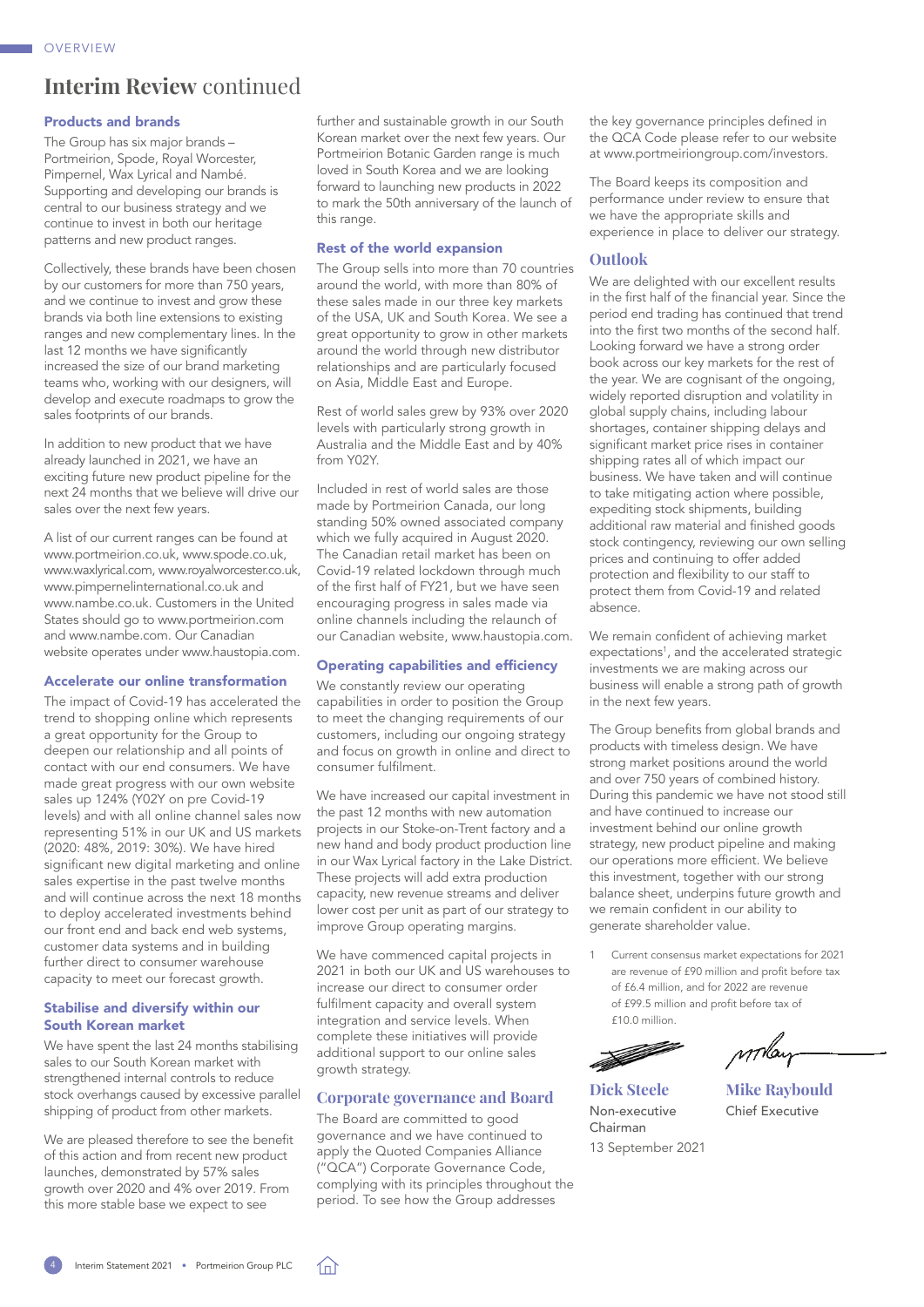# Interim Review continued

### Products and brands

The Group has six major brands – Portmeirion, Spode, Royal Worcester, Pimpernel, Wax Lyrical and Nambé. Supporting and developing our brands is central to our business strategy and we continue to invest in both our heritage patterns and new product ranges.

Collectively, these brands have been chosen by our customers for more than 750 years, and we continue to invest and grow these brands via both line extensions to existing ranges and new complementary lines. In the last 12 months we have significantly increased the size of our brand marketing teams who, working with our designers, will develop and execute roadmaps to grow the sales footprints of our brands.

In addition to new product that we have already launched in 2021, we have an exciting future new product pipeline for the next 24 months that we believe will drive our sales over the next few years.

A list of our current ranges can be found at www.portmeirion.co.uk, www.spode.co.uk, www.waxlyrical.com, www.royalworcester.co.uk, www.pimpernelinternational.co.uk and www.nambe.co.uk. Customers in the United States should go to www.portmeirion.com and www.nambe.com. Our Canadian website operates under www.haustopia.com.

### Accelerate our online transformation

The impact of Covid-19 has accelerated the trend to shopping online which represents a great opportunity for the Group to deepen our relationship and all points of contact with our end consumers. We have made great progress with our own website sales up 124% (Y02Y on pre Covid-19 levels) and with all online channel sales now representing 51% in our UK and US markets (2020: 48%, 2019: 30%). We have hired significant new digital marketing and online sales expertise in the past twelve months and will continue across the next 18 months to deploy accelerated investments behind our front end and back end web systems, customer data systems and in building further direct to consumer warehouse capacity to meet our forecast growth.

### Stabilise and diversify within our South Korean market

We have spent the last 24 months stabilising sales to our South Korean market with strengthened internal controls to reduce stock overhangs caused by excessive parallel shipping of product from other markets.

We are pleased therefore to see the benefit of this action and from recent new product launches, demonstrated by 57% sales growth over 2020 and 4% over 2019. From this more stable base we expect to see further and sustainable growth in our South Korean market over the next few years. Our Portmeirion Botanic Garden range is much loved in South Korea and we are looking forward to launching new products in 2022 to mark the 50th anniversary of the launch of this range.

### Rest of the world expansion

The Group sells into more than 70 countries around the world, with more than 80% of these sales made in our three key markets of the USA, UK and South Korea. We see a great opportunity to grow in other markets around the world through new distributor relationships and are particularly focused on Asia, Middle East and Europe.

Rest of world sales grew by 93% over 2020 levels with particularly strong growth in Australia and the Middle East and by 40% from Y02Y.

Included in rest of world sales are those made by Portmeirion Canada, our long standing 50% owned associated company which we fully acquired in August 2020. The Canadian retail market has been on Covid-19 related lockdown through much of the first half of FY21, but we have seen encouraging progress in sales made via online channels including the relaunch of our Canadian website, www.haustopia.com.

### Operating capabilities and efficiency

We constantly review our operating capabilities in order to position the Group to meet the changing requirements of our customers, including our ongoing strategy and focus on growth in online and direct to consumer fulfilment.

We have increased our capital investment in the past 12 months with new automation projects in our Stoke-on-Trent factory and a new hand and body product production line in our Wax Lyrical factory in the Lake District. These projects will add extra production capacity, new revenue streams and deliver lower cost per unit as part of our strategy to improve Group operating margins.

We have commenced capital projects in 2021 in both our UK and US warehouses to increase our direct to consumer order fulfilment capacity and overall system integration and service levels. When complete these initiatives will provide additional support to our online sales growth strategy.

## Corporate governance and Board

The Board are committed to good governance and we have continued to apply the Quoted Companies Alliance ("QCA") Corporate Governance Code, complying with its principles throughout the period. To see how the Group addresses the key governance principles defined in the QCA Code please refer to our website at www.portmeiriongroup.com/investors.

The Board keeps its composition and performance under review to ensure that we have the appropriate skills and experience in place to deliver our strategy.

## Outlook

We are delighted with our excellent results in the first half of the financial year. Since the period end trading has continued that trend into the first two months of the second half. Looking forward we have a strong order book across our key markets for the rest of the year. We are cognisant of the ongoing, widely reported disruption and volatility in global supply chains, including labour shortages, container shipping delays and significant market price rises in container shipping rates all of which impact our business. We have taken and will continue to take mitigating action where possible, expediting stock shipments, building additional raw material and finished goods stock contingency, reviewing our own selling prices and continuing to offer added protection and flexibility to our staff to protect them from Covid-19 and related absence.

We remain confident of achieving market expectations[1], and the accelerated strategic investments we are making across our business will enable a strong path of growth in the next few years.

The Group benefits from global brands and products with timeless design. We have strong market positions around the world and over 750 years of combined history. During this pandemic we have not stood still and have continued to increase our investment behind our online growth strategy, new product pipeline and making our operations more efficient. We believe this investment, together with our strong balance sheet, underpins future growth and we remain confident in our ability to generate shareholder value.

1 Current consensus market expectations for 2021 are revenue of £90 million and profit before tax of £6.4 million, and for 2022 are revenue of £99.5 million and profit before tax of £10.0 million.

**Dick Steele**
Non-executive Chairman
13 September 2021

**Mike Raybould**
Chief Executive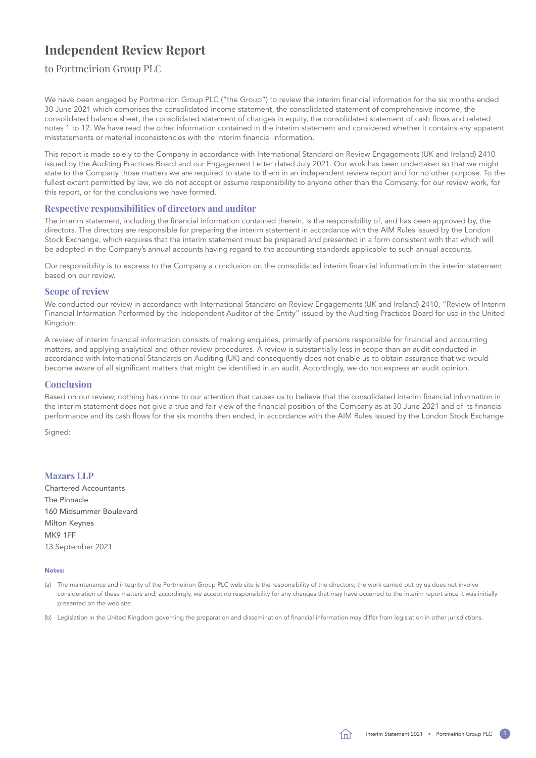# Independent Review Report

to Portmeirion Group PLC

We have been engaged by Portmeirion Group PLC ("the Group") to review the interim financial information for the six months ended 30 June 2021 which comprises the consolidated income statement, the consolidated statement of comprehensive income, the consolidated balance sheet, the consolidated statement of changes in equity, the consolidated statement of cash flows and related notes 1 to 12. We have read the other information contained in the interim statement and considered whether it contains any apparent misstatements or material inconsistencies with the interim financial information.

This report is made solely to the Company in accordance with International Standard on Review Engagements (UK and Ireland) 2410 issued by the Auditing Practices Board and our Engagement Letter dated July 2021. Our work has been undertaken so that we might state to the Company those matters we are required to state to them in an independent review report and for no other purpose. To the fullest extent permitted by law, we do not accept or assume responsibility to anyone other than the Company, for our review work, for this report, or for the conclusions we have formed.

## Respective responsibilities of directors and auditor

The interim statement, including the financial information contained therein, is the responsibility of, and has been approved by, the directors. The directors are responsible for preparing the interim statement in accordance with the AIM Rules issued by the London Stock Exchange, which requires that the interim statement must be prepared and presented in a form consistent with that which will be adopted in the Company's annual accounts having regard to the accounting standards applicable to such annual accounts.

Our responsibility is to express to the Company a conclusion on the consolidated interim financial information in the interim statement based on our review.

## Scope of review

We conducted our review in accordance with International Standard on Review Engagements (UK and Ireland) 2410, "Review of Interim Financial Information Performed by the Independent Auditor of the Entity" issued by the Auditing Practices Board for use in the United Kingdom.

A review of interim financial information consists of making enquiries, primarily of persons responsible for financial and accounting matters, and applying analytical and other review procedures. A review is substantially less in scope than an audit conducted in accordance with International Standards on Auditing (UK) and consequently does not enable us to obtain assurance that we would become aware of all significant matters that might be identified in an audit. Accordingly, we do not express an audit opinion.

## Conclusion

Based on our review, nothing has come to our attention that causes us to believe that the consolidated interim financial information in the interim statement does not give a true and fair view of the financial position of the Company as at 30 June 2021 and of its financial performance and its cash flows for the six months then ended, in accordance with the AIM Rules issued by the London Stock Exchange.

Signed:

**Mazars LLP**

Chartered Accountants
The Pinnacle
160 Midsummer Boulevard
Milton Keynes
MK9 1FF
13 September 2021

**Notes:**

(a) The maintenance and integrity of the Portmeirion Group PLC web site is the responsibility of the directors; the work carried out by us does not involve consideration of these matters and, accordingly, we accept no responsibility for any changes that may have occurred to the interim report since it was initially presented on the web site.

(b) Legislation in the United Kingdom governing the preparation and dissemination of financial information may differ from legislation in other jurisdictions.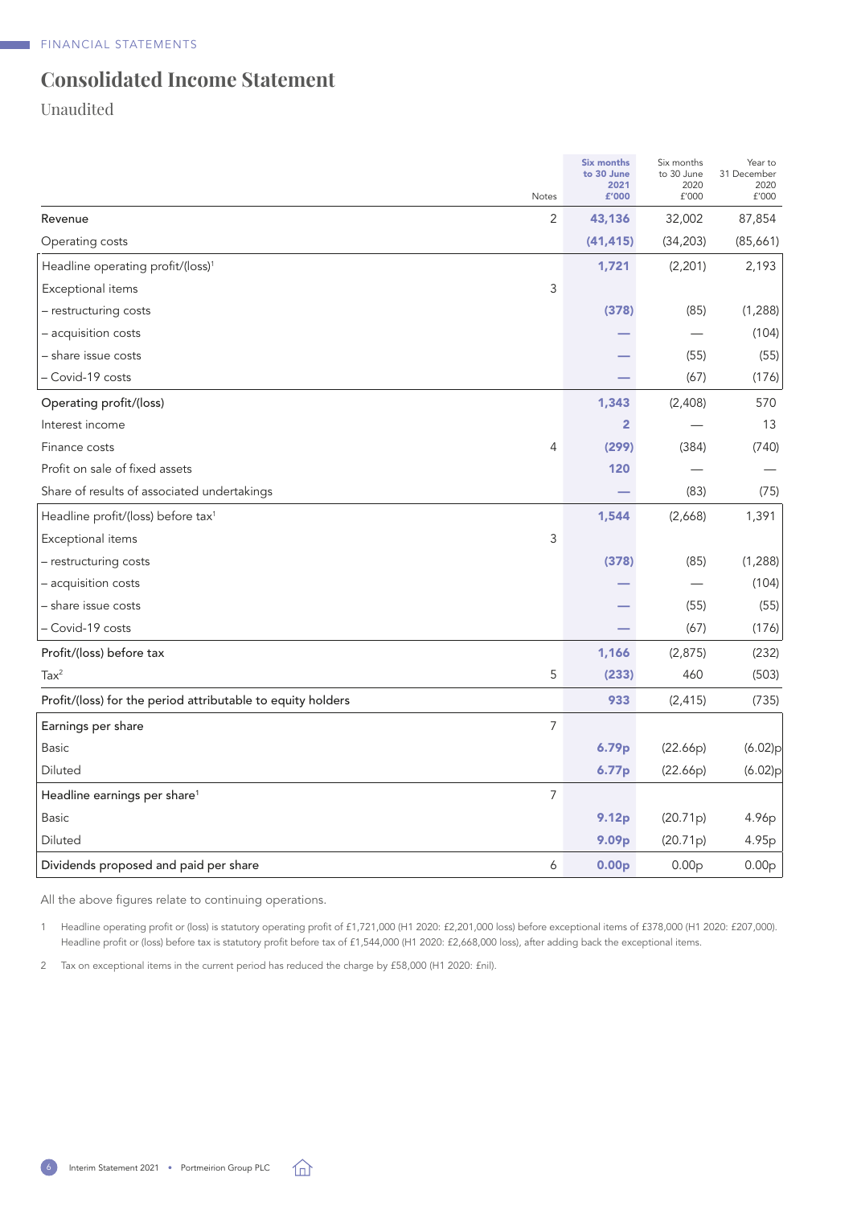FINANCIAL STATEMENTS

# Consolidated Income Statement

Unaudited

| | Notes | **Six months to 30 June 2021 £'000** | Six months to 30 June 2020 £'000 | Year to 31 December 2020 £'000 |
|---|---|---|---|---|
| Revenue | 2 | **43,136** | 32,002 | 87,854 |
| Operating costs | | **(41,415)** | (34,203) | (85,661) |
| Headline operating profit/(loss)[1] | | **1,721** | (2,201) | 2,193 |
| Exceptional items | 3 | | | |
| – restructuring costs | | **(378)** | (85) | (1,288) |
| – acquisition costs | | **—** | — | (104) |
| – share issue costs | | **—** | (55) | (55) |
| – Covid-19 costs | | **—** | (67) | (176) |
| Operating profit/(loss) | | **1,343** | (2,408) | 570 |
| Interest income | | **2** | — | 13 |
| Finance costs | 4 | **(299)** | (384) | (740) |
| Profit on sale of fixed assets | | **120** | — | — |
| Share of results of associated undertakings | | **—** | (83) | (75) |
| Headline profit/(loss) before tax[1] | | **1,544** | (2,668) | 1,391 |
| Exceptional items | 3 | | | |
| – restructuring costs | | **(378)** | (85) | (1,288) |
| – acquisition costs | | **—** | — | (104) |
| – share issue costs | | **—** | (55) | (55) |
| – Covid-19 costs | | **—** | (67) | (176) |
| Profit/(loss) before tax | | **1,166** | (2,875) | (232) |
| Tax[2] | 5 | **(233)** | 460 | (503) |
| Profit/(loss) for the period attributable to equity holders | | **933** | (2,415) | (735) |
| Earnings per share | 7 | | | |
| Basic | | **6.79p** | (22.66p) | (6.02)p |
| Diluted | | **6.77p** | (22.66p) | (6.02)p |
| Headline earnings per share[1] | 7 | | | |
| Basic | | **9.12p** | (20.71p) | 4.96p |
| Diluted | | **9.09p** | (20.71p) | 4.95p |
| Dividends proposed and paid per share | 6 | **0.00p** | 0.00p | 0.00p |

All the above figures relate to continuing operations.

1 Headline operating profit or (loss) is statutory operating profit of £1,721,000 (H1 2020: £2,201,000 loss) before exceptional items of £378,000 (H1 2020: £207,000). Headline profit or (loss) before tax is statutory profit before tax of £1,544,000 (H1 2020: £2,668,000 loss), after adding back the exceptional items.

2 Tax on exceptional items in the current period has reduced the charge by £58,000 (H1 2020: £nil).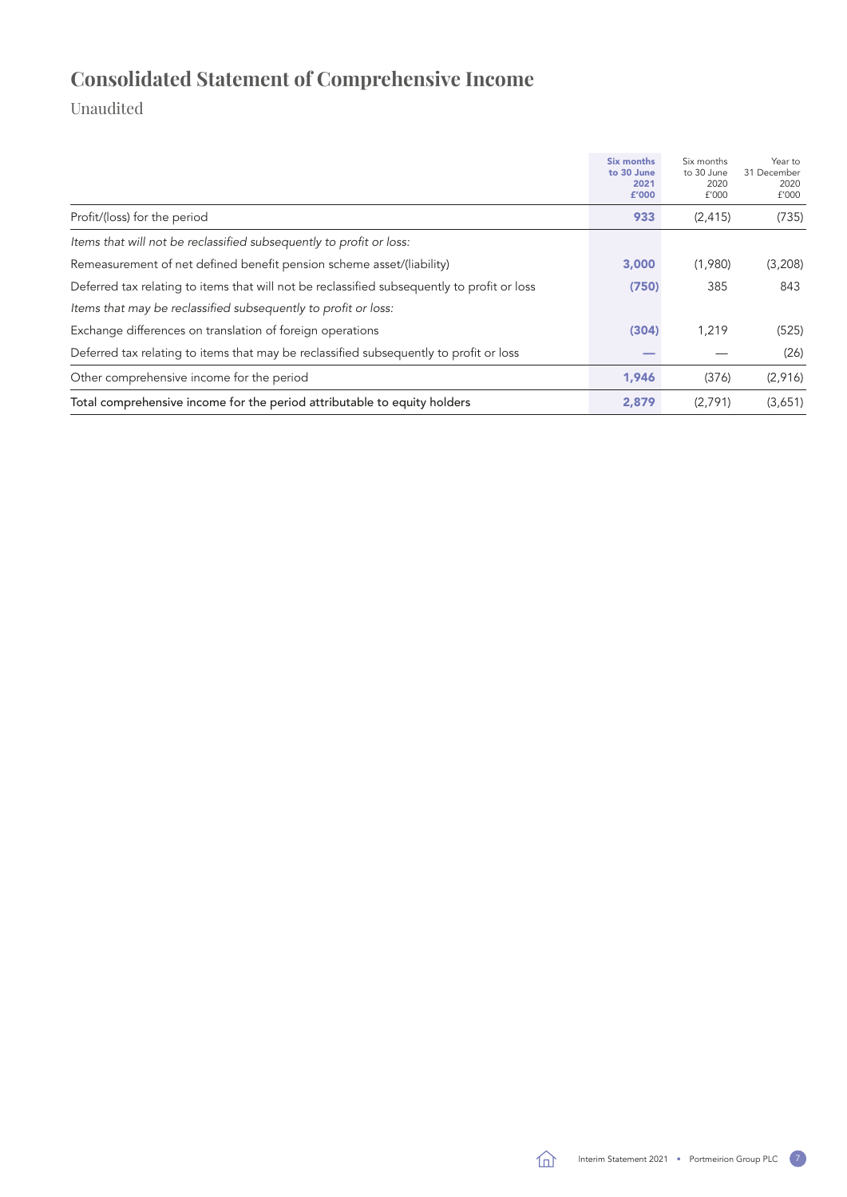# Consolidated Statement of Comprehensive Income

Unaudited

| | **Six months to 30 June 2021 £'000** | Six months to 30 June 2020 £'000 | Year to 31 December 2020 £'000 |
|---|---|---|---|
| Profit/(loss) for the period | **933** | (2,415) | (735) |
| *Items that will not be reclassified subsequently to profit or loss:* | | | |
| Remeasurement of net defined benefit pension scheme asset/(liability) | **3,000** | (1,980) | (3,208) |
| Deferred tax relating to items that will not be reclassified subsequently to profit or loss | **(750)** | 385 | 843 |
| *Items that may be reclassified subsequently to profit or loss:* | | | |
| Exchange differences on translation of foreign operations | **(304)** | 1,219 | (525) |
| Deferred tax relating to items that may be reclassified subsequently to profit or loss | **—** | — | (26) |
| Other comprehensive income for the period | **1,946** | (376) | (2,916) |
| Total comprehensive income for the period attributable to equity holders | **2,879** | (2,791) | (3,651) |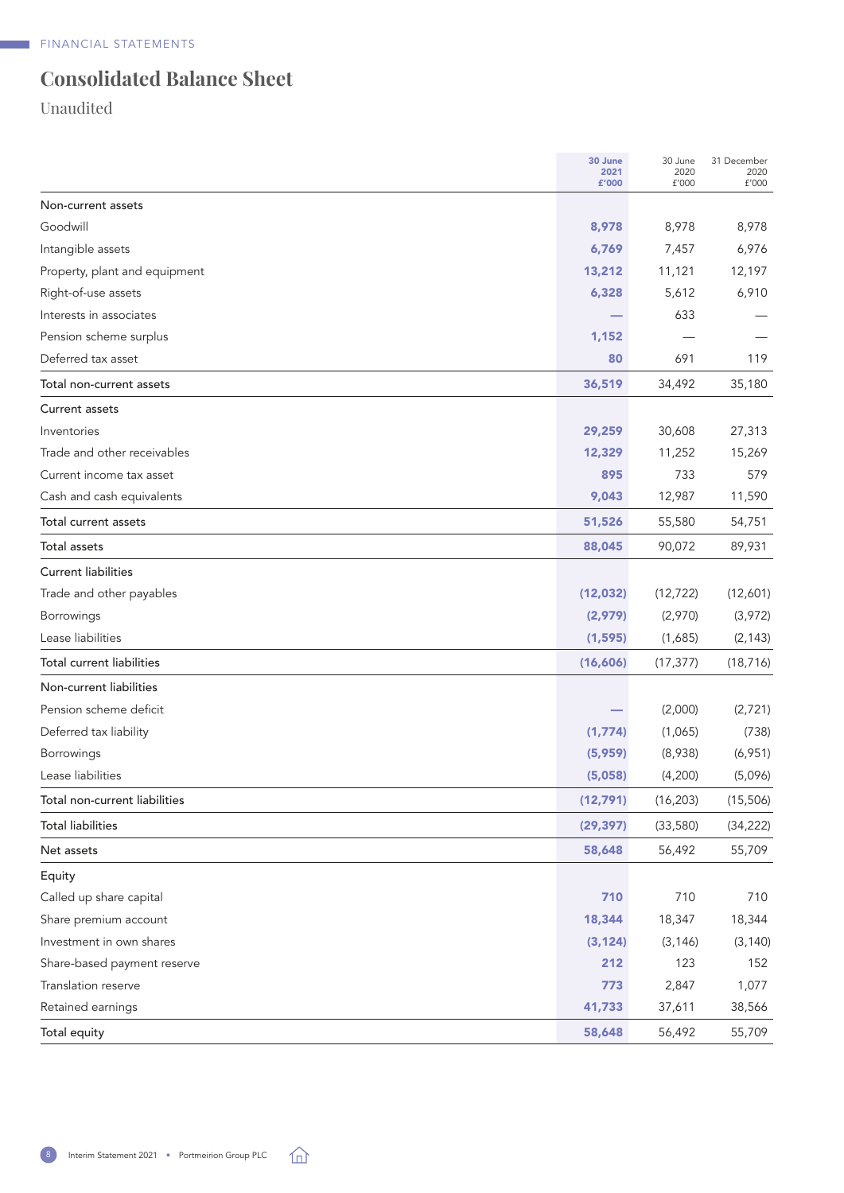FINANCIAL STATEMENTS

# Consolidated Balance Sheet

Unaudited

| | 30 June 2021 £'000 | 30 June 2020 £'000 | 31 December 2020 £'000 |
|---|---|---|---|
| Non-current assets | | | |
| Goodwill | **8,978** | 8,978 | 8,978 |
| Intangible assets | **6,769** | 7,457 | 6,976 |
| Property, plant and equipment | **13,212** | 11,121 | 12,197 |
| Right-of-use assets | **6,328** | 5,612 | 6,910 |
| Interests in associates | **—** | 633 | — |
| Pension scheme surplus | **1,152** | — | — |
| Deferred tax asset | **80** | 691 | 119 |
| Total non-current assets | **36,519** | 34,492 | 35,180 |
| Current assets | | | |
| Inventories | **29,259** | 30,608 | 27,313 |
| Trade and other receivables | **12,329** | 11,252 | 15,269 |
| Current income tax asset | **895** | 733 | 579 |
| Cash and cash equivalents | **9,043** | 12,987 | 11,590 |
| Total current assets | **51,526** | 55,580 | 54,751 |
| Total assets | **88,045** | 90,072 | 89,931 |
| Current liabilities | | | |
| Trade and other payables | **(12,032)** | (12,722) | (12,601) |
| Borrowings | **(2,979)** | (2,970) | (3,972) |
| Lease liabilities | **(1,595)** | (1,685) | (2,143) |
| Total current liabilities | **(16,606)** | (17,377) | (18,716) |
| Non-current liabilities | | | |
| Pension scheme deficit | **—** | (2,000) | (2,721) |
| Deferred tax liability | **(1,774)** | (1,065) | (738) |
| Borrowings | **(5,959)** | (8,938) | (6,951) |
| Lease liabilities | **(5,058)** | (4,200) | (5,096) |
| Total non-current liabilities | **(12,791)** | (16,203) | (15,506) |
| Total liabilities | **(29,397)** | (33,580) | (34,222) |
| Net assets | **58,648** | 56,492 | 55,709 |
| Equity | | | |
| Called up share capital | **710** | 710 | 710 |
| Share premium account | **18,344** | 18,347 | 18,344 |
| Investment in own shares | **(3,124)** | (3,146) | (3,140) |
| Share-based payment reserve | **212** | 123 | 152 |
| Translation reserve | **773** | 2,847 | 1,077 |
| Retained earnings | **41,733** | 37,611 | 38,566 |
| Total equity | **58,648** | 56,492 | 55,709 |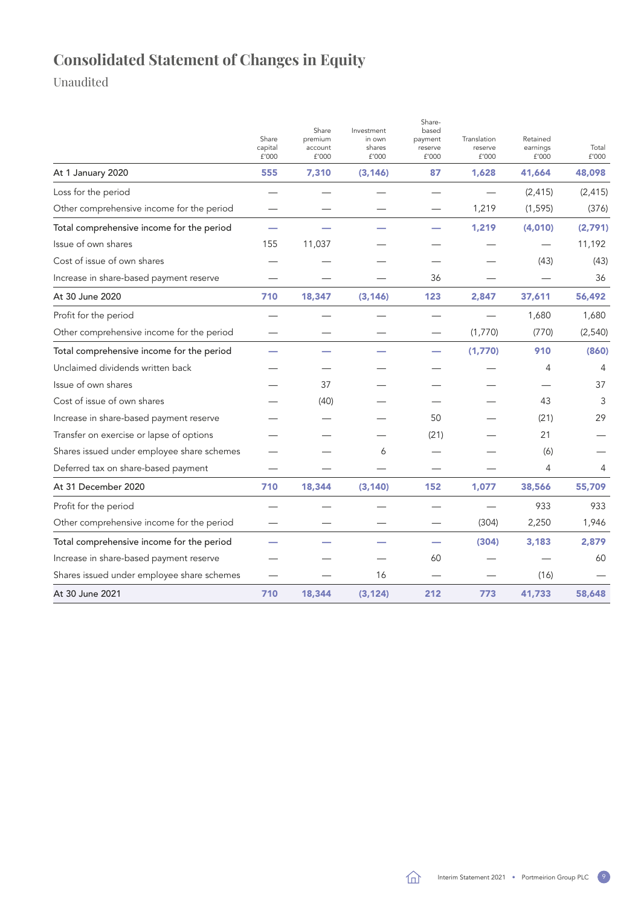# Consolidated Statement of Changes in Equity

Unaudited

| | Share capital £'000 | Share premium account £'000 | Investment in own shares £'000 | Share-based payment reserve £'000 | Translation reserve £'000 | Retained earnings £'000 | Total £'000 |
|---|---|---|---|---|---|---|---|
| **At 1 January 2020** | **555** | **7,310** | **(3,146)** | **87** | **1,628** | **41,664** | **48,098** |
| Loss for the period | — | — | — | — | — | (2,415) | (2,415) |
| Other comprehensive income for the period | — | — | — | — | 1,219 | (1,595) | (376) |
| Total comprehensive income for the period | **—** | **—** | **—** | **—** | **1,219** | **(4,010)** | **(2,791)** |
| Issue of own shares | 155 | 11,037 | — | — | — | — | 11,192 |
| Cost of issue of own shares | — | — | — | — | — | (43) | (43) |
| Increase in share-based payment reserve | — | — | — | 36 | — | — | 36 |
| **At 30 June 2020** | **710** | **18,347** | **(3,146)** | **123** | **2,847** | **37,611** | **56,492** |
| Profit for the period | — | — | — | — | — | 1,680 | 1,680 |
| Other comprehensive income for the period | — | — | — | — | (1,770) | (770) | (2,540) |
| Total comprehensive income for the period | **—** | **—** | **—** | **—** | **(1,770)** | **910** | **(860)** |
| Unclaimed dividends written back | — | — | — | — | — | 4 | 4 |
| Issue of own shares | — | 37 | — | — | — | — | 37 |
| Cost of issue of own shares | — | (40) | — | — | — | 43 | 3 |
| Increase in share-based payment reserve | — | — | — | 50 | — | (21) | 29 |
| Transfer on exercise or lapse of options | — | — | — | (21) | — | 21 | — |
| Shares issued under employee share schemes | — | — | 6 | — | — | (6) | — |
| Deferred tax on share-based payment | — | — | — | — | — | 4 | 4 |
| **At 31 December 2020** | **710** | **18,344** | **(3,140)** | **152** | **1,077** | **38,566** | **55,709** |
| Profit for the period | — | — | — | — | — | 933 | 933 |
| Other comprehensive income for the period | — | — | — | — | (304) | 2,250 | 1,946 |
| Total comprehensive income for the period | **—** | **—** | **—** | **—** | **(304)** | **3,183** | **2,879** |
| Increase in share-based payment reserve | — | — | — | 60 | — | — | 60 |
| Shares issued under employee share schemes | — | — | 16 | — | — | (16) | — |
| **At 30 June 2021** | **710** | **18,344** | **(3,124)** | **212** | **773** | **41,733** | **58,648** |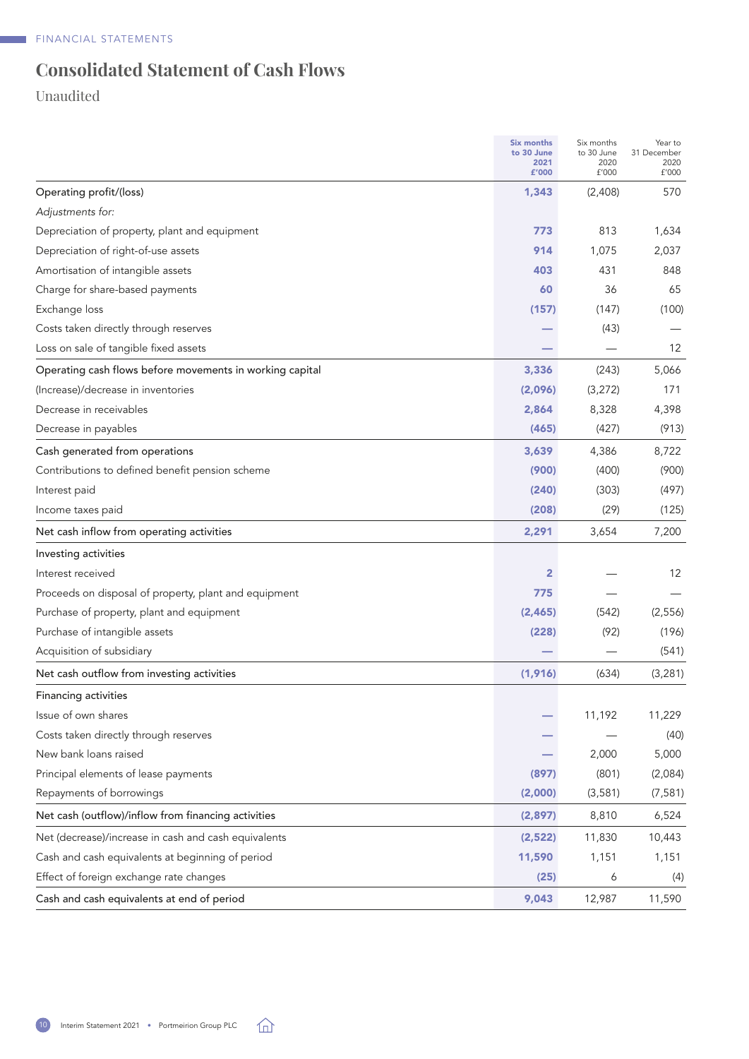FINANCIAL STATEMENTS

# Consolidated Statement of Cash Flows

Unaudited

| | **Six months to 30 June 2021 £'000** | Six months to 30 June 2020 £'000 | Year to 31 December 2020 £'000 |
|---|---|---|---|
| Operating profit/(loss) | **1,343** | (2,408) | 570 |
| *Adjustments for:* | | | |
| Depreciation of property, plant and equipment | **773** | 813 | 1,634 |
| Depreciation of right-of-use assets | **914** | 1,075 | 2,037 |
| Amortisation of intangible assets | **403** | 431 | 848 |
| Charge for share-based payments | **60** | 36 | 65 |
| Exchange loss | **(157)** | (147) | (100) |
| Costs taken directly through reserves | **—** | (43) | — |
| Loss on sale of tangible fixed assets | **—** | — | 12 |
| Operating cash flows before movements in working capital | **3,336** | (243) | 5,066 |
| (Increase)/decrease in inventories | **(2,096)** | (3,272) | 171 |
| Decrease in receivables | **2,864** | 8,328 | 4,398 |
| Decrease in payables | **(465)** | (427) | (913) |
| Cash generated from operations | **3,639** | 4,386 | 8,722 |
| Contributions to defined benefit pension scheme | **(900)** | (400) | (900) |
| Interest paid | **(240)** | (303) | (497) |
| Income taxes paid | **(208)** | (29) | (125) |
| Net cash inflow from operating activities | **2,291** | 3,654 | 7,200 |
| Investing activities | | | |
| Interest received | **2** | — | 12 |
| Proceeds on disposal of property, plant and equipment | **775** | — | — |
| Purchase of property, plant and equipment | **(2,465)** | (542) | (2,556) |
| Purchase of intangible assets | **(228)** | (92) | (196) |
| Acquisition of subsidiary | **—** | — | (541) |
| Net cash outflow from investing activities | **(1,916)** | (634) | (3,281) |
| Financing activities | | | |
| Issue of own shares | **—** | 11,192 | 11,229 |
| Costs taken directly through reserves | **—** | — | (40) |
| New bank loans raised | **—** | 2,000 | 5,000 |
| Principal elements of lease payments | **(897)** | (801) | (2,084) |
| Repayments of borrowings | **(2,000)** | (3,581) | (7,581) |
| Net cash (outflow)/inflow from financing activities | **(2,897)** | 8,810 | 6,524 |
| Net (decrease)/increase in cash and cash equivalents | **(2,522)** | 11,830 | 10,443 |
| Cash and cash equivalents at beginning of period | **11,590** | 1,151 | 1,151 |
| Effect of foreign exchange rate changes | **(25)** | 6 | (4) |
| Cash and cash equivalents at end of period | **9,043** | 12,987 | 11,590 |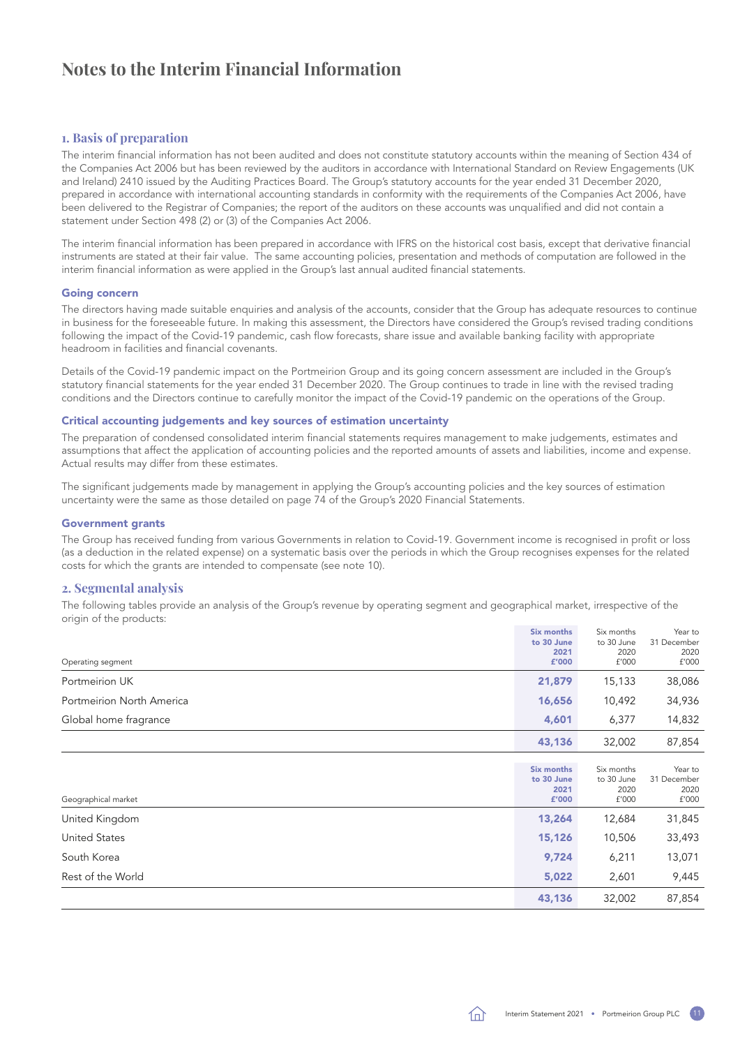# Notes to the Interim Financial Information

## 1. Basis of preparation

The interim financial information has not been audited and does not constitute statutory accounts within the meaning of Section 434 of the Companies Act 2006 but has been reviewed by the auditors in accordance with International Standard on Review Engagements (UK and Ireland) 2410 issued by the Auditing Practices Board. The Group's statutory accounts for the year ended 31 December 2020, prepared in accordance with international accounting standards in conformity with the requirements of the Companies Act 2006, have been delivered to the Registrar of Companies; the report of the auditors on these accounts was unqualified and did not contain a statement under Section 498 (2) or (3) of the Companies Act 2006.

The interim financial information has been prepared in accordance with IFRS on the historical cost basis, except that derivative financial instruments are stated at their fair value. The same accounting policies, presentation and methods of computation are followed in the interim financial information as were applied in the Group's last annual audited financial statements.

### Going concern

The directors having made suitable enquiries and analysis of the accounts, consider that the Group has adequate resources to continue in business for the foreseeable future. In making this assessment, the Directors have considered the Group's revised trading conditions following the impact of the Covid-19 pandemic, cash flow forecasts, share issue and available banking facility with appropriate headroom in facilities and financial covenants.

Details of the Covid-19 pandemic impact on the Portmeirion Group and its going concern assessment are included in the Group's statutory financial statements for the year ended 31 December 2020. The Group continues to trade in line with the revised trading conditions and the Directors continue to carefully monitor the impact of the Covid-19 pandemic on the operations of the Group.

### Critical accounting judgements and key sources of estimation uncertainty

The preparation of condensed consolidated interim financial statements requires management to make judgements, estimates and assumptions that affect the application of accounting policies and the reported amounts of assets and liabilities, income and expense. Actual results may differ from these estimates.

The significant judgements made by management in applying the Group's accounting policies and the key sources of estimation uncertainty were the same as those detailed on page 74 of the Group's 2020 Financial Statements.

### Government grants

The Group has received funding from various Governments in relation to Covid-19. Government income is recognised in profit or loss (as a deduction in the related expense) on a systematic basis over the periods in which the Group recognises expenses for the related costs for which the grants are intended to compensate (see note 10).

## 2. Segmental analysis

The following tables provide an analysis of the Group's revenue by operating segment and geographical market, irrespective of the origin of the products:

| Operating segment | **Six months to 30 June 2021 £'000** | Six months to 30 June 2020 £'000 | Year to 31 December 2020 £'000 |
|---|---|---|---|
| Portmeirion UK | **21,879** | 15,133 | 38,086 |
| Portmeirion North America | **16,656** | 10,492 | 34,936 |
| Global home fragrance | **4,601** | 6,377 | 14,832 |
| | **43,136** | 32,002 | 87,854 |

| Geographical market | **Six months to 30 June 2021 £'000** | Six months to 30 June 2020 £'000 | Year to 31 December 2020 £'000 |
|---|---|---|---|
| United Kingdom | **13,264** | 12,684 | 31,845 |
| United States | **15,126** | 10,506 | 33,493 |
| South Korea | **9,724** | 6,211 | 13,071 |
| Rest of the World | **5,022** | 2,601 | 9,445 |
| | **43,136** | 32,002 | 87,854 |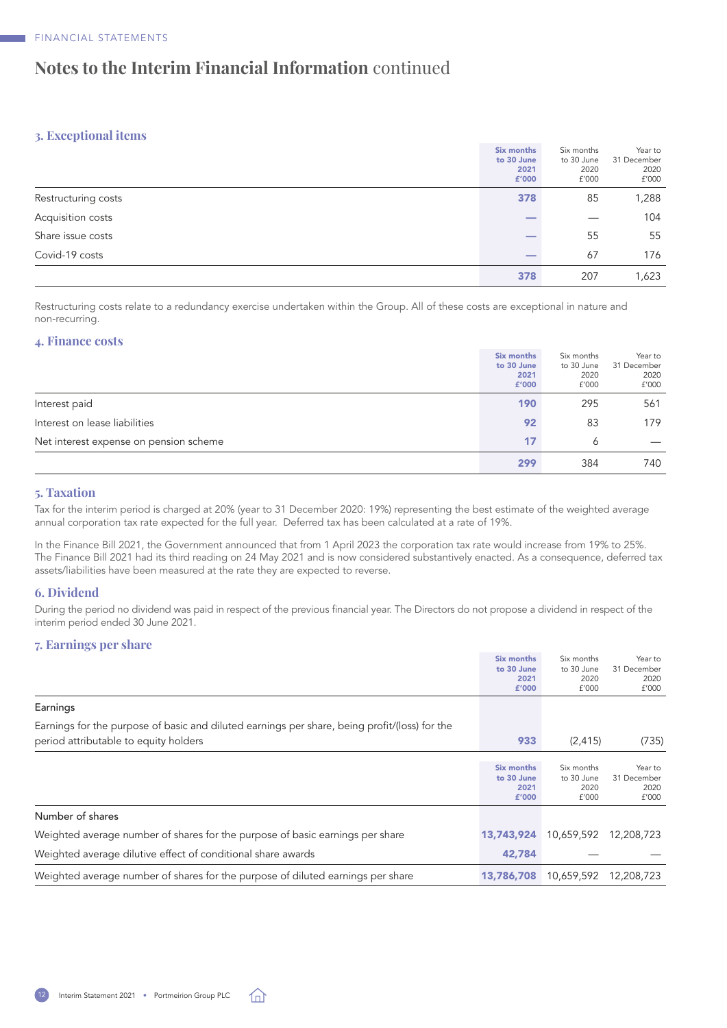# Notes to the Interim Financial Information continued

### 3. Exceptional items

| | Six months to 30 June 2021 £'000 | Six months to 30 June 2020 £'000 | Year to 31 December 2020 £'000 |
|---|---|---|---|
| Restructuring costs | 378 | 85 | 1,288 |
| Acquisition costs | — | — | 104 |
| Share issue costs | — | 55 | 55 |
| Covid-19 costs | — | 67 | 176 |
| | 378 | 207 | 1,623 |

Restructuring costs relate to a redundancy exercise undertaken within the Group. All of these costs are exceptional in nature and non-recurring.

### 4. Finance costs

| | Six months to 30 June 2021 £'000 | Six months to 30 June 2020 £'000 | Year to 31 December 2020 £'000 |
|---|---|---|---|
| Interest paid | 190 | 295 | 561 |
| Interest on lease liabilities | 92 | 83 | 179 |
| Net interest expense on pension scheme | 17 | 6 | — |
| | 299 | 384 | 740 |

### 5. Taxation

Tax for the interim period is charged at 20% (year to 31 December 2020: 19%) representing the best estimate of the weighted average annual corporation tax rate expected for the full year. Deferred tax has been calculated at a rate of 19%.

In the Finance Bill 2021, the Government announced that from 1 April 2023 the corporation tax rate would increase from 19% to 25%. The Finance Bill 2021 had its third reading on 24 May 2021 and is now considered substantively enacted. As a consequence, deferred tax assets/liabilities have been measured at the rate they are expected to reverse.

### 6. Dividend

During the period no dividend was paid in respect of the previous financial year. The Directors do not propose a dividend in respect of the interim period ended 30 June 2021.

### 7. Earnings per share

| | Six months to 30 June 2021 £'000 | Six months to 30 June 2020 £'000 | Year to 31 December 2020 £'000 |
|---|---|---|---|
| Earnings | | | |
| Earnings for the purpose of basic and diluted earnings per share, being profit/(loss) for the period attributable to equity holders | 933 | (2,415) | (735) |

| | Six months to 30 June 2021 £'000 | Six months to 30 June 2020 £'000 | Year to 31 December 2020 £'000 |
|---|---|---|---|
| Number of shares | | | |
| Weighted average number of shares for the purpose of basic earnings per share | 13,743,924 | 10,659,592 | 12,208,723 |
| Weighted average dilutive effect of conditional share awards | 42,784 | — | — |
| Weighted average number of shares for the purpose of diluted earnings per share | 13,786,708 | 10,659,592 | 12,208,723 |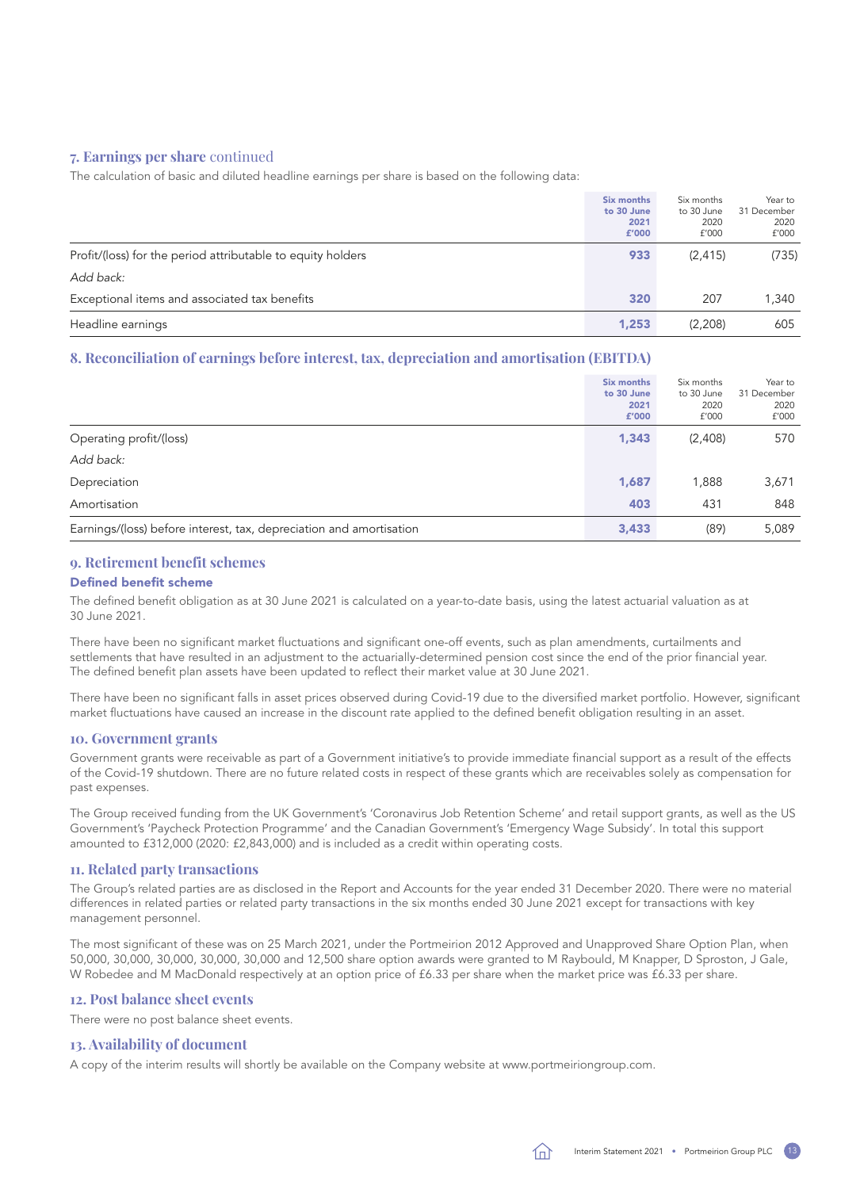## 7. Earnings per share continued

The calculation of basic and diluted headline earnings per share is based on the following data:

| | Six months to 30 June 2021 £'000 | Six months to 30 June 2020 £'000 | Year to 31 December 2020 £'000 |
|---|---|---|---|
| Profit/(loss) for the period attributable to equity holders | **933** | (2,415) | (735) |
| *Add back:* | | | |
| Exceptional items and associated tax benefits | **320** | 207 | 1,340 |
| Headline earnings | **1,253** | (2,208) | 605 |

## 8. Reconciliation of earnings before interest, tax, depreciation and amortisation (EBITDA)

| | Six months to 30 June 2021 £'000 | Six months to 30 June 2020 £'000 | Year to 31 December 2020 £'000 |
|---|---|---|---|
| Operating profit/(loss) | **1,343** | (2,408) | 570 |
| *Add back:* | | | |
| Depreciation | **1,687** | 1,888 | 3,671 |
| Amortisation | **403** | 431 | 848 |
| Earnings/(loss) before interest, tax, depreciation and amortisation | **3,433** | (89) | 5,089 |

## 9. Retirement benefit schemes

### Defined benefit scheme

The defined benefit obligation as at 30 June 2021 is calculated on a year-to-date basis, using the latest actuarial valuation as at 30 June 2021.

There have been no significant market fluctuations and significant one-off events, such as plan amendments, curtailments and settlements that have resulted in an adjustment to the actuarially-determined pension cost since the end of the prior financial year. The defined benefit plan assets have been updated to reflect their market value at 30 June 2021.

There have been no significant falls in asset prices observed during Covid-19 due to the diversified market portfolio. However, significant market fluctuations have caused an increase in the discount rate applied to the defined benefit obligation resulting in an asset.

## 10. Government grants

Government grants were receivable as part of a Government initiative's to provide immediate financial support as a result of the effects of the Covid-19 shutdown. There are no future related costs in respect of these grants which are receivables solely as compensation for past expenses.

The Group received funding from the UK Government's 'Coronavirus Job Retention Scheme' and retail support grants, as well as the US Government's 'Paycheck Protection Programme' and the Canadian Government's 'Emergency Wage Subsidy'. In total this support amounted to £312,000 (2020: £2,843,000) and is included as a credit within operating costs.

## 11. Related party transactions

The Group's related parties are as disclosed in the Report and Accounts for the year ended 31 December 2020. There were no material differences in related parties or related party transactions in the six months ended 30 June 2021 except for transactions with key management personnel.

The most significant of these was on 25 March 2021, under the Portmeirion 2012 Approved and Unapproved Share Option Plan, when 50,000, 30,000, 30,000, 30,000, 30,000 and 12,500 share option awards were granted to M Raybould, M Knapper, D Sproston, J Gale, W Robedee and M MacDonald respectively at an option price of £6.33 per share when the market price was £6.33 per share.

## 12. Post balance sheet events

There were no post balance sheet events.

## 13. Availability of document

A copy of the interim results will shortly be available on the Company website at www.portmeiriongroup.com.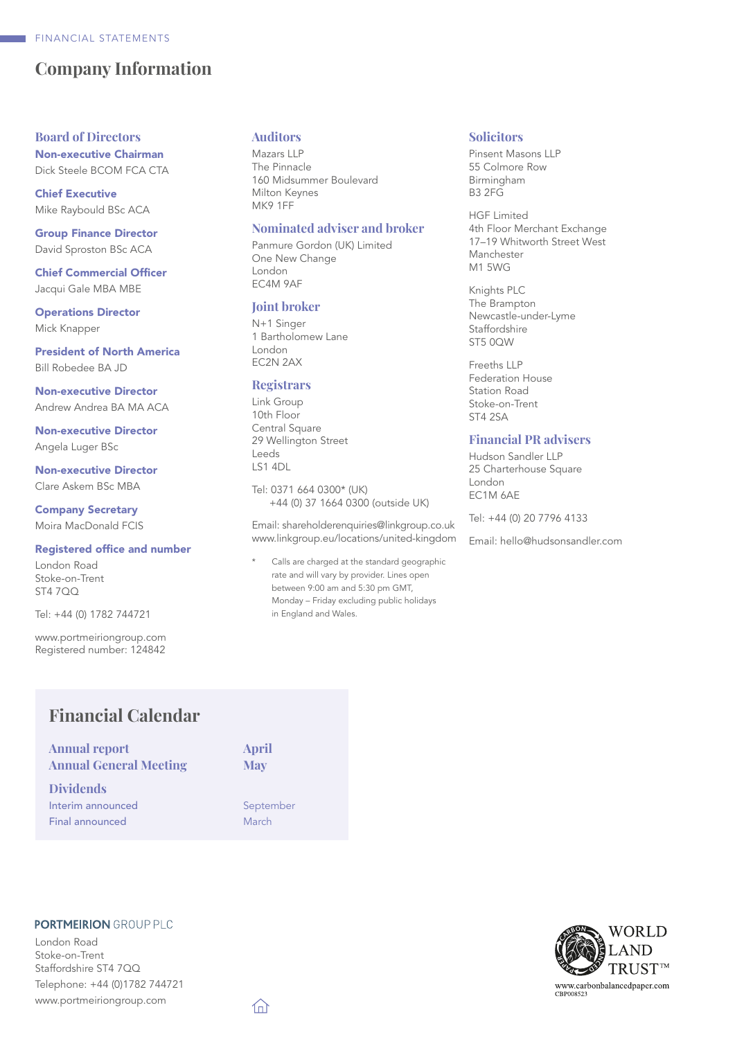# Company Information

## Board of Directors

**Non-executive Chairman**
Dick Steele BCOM FCA CTA

**Chief Executive**
Mike Raybould BSc ACA

**Group Finance Director**
David Sproston BSc ACA

**Chief Commercial Officer**
Jacqui Gale MBA MBE

**Operations Director**
Mick Knapper

**President of North America**
Bill Robedee BA JD

**Non-executive Director**
Andrew Andrea BA MA ACA

**Non-executive Director**
Angela Luger BSc

**Non-executive Director**
Clare Askem BSc MBA

**Company Secretary**
Moira MacDonald FCIS

**Registered office and number**
London Road
Stoke-on-Trent
ST4 7QQ

Tel: +44 (0) 1782 744721

www.portmeiriongroup.com
Registered number: 124842

## Auditors

Mazars LLP
The Pinnacle
160 Midsummer Boulevard
Milton Keynes
MK9 1FF

## Nominated adviser and broker

Panmure Gordon (UK) Limited
One New Change
London
EC4M 9AF

## Joint broker

N+1 Singer
1 Bartholomew Lane
London
EC2N 2AX

## Registrars

Link Group
10th Floor
Central Square
29 Wellington Street
Leeds
LS1 4DL

Tel: 0371 664 0300* (UK)
+44 (0) 37 1664 0300 (outside UK)

Email: shareholderenquiries@linkgroup.co.uk
www.linkgroup.eu/locations/united-kingdom

* Calls are charged at the standard geographic rate and will vary by provider. Lines open between 9:00 am and 5:30 pm GMT, Monday – Friday excluding public holidays in England and Wales.

## Solicitors

Pinsent Masons LLP
55 Colmore Row
Birmingham
B3 2FG

HGF Limited
4th Floor Merchant Exchange
17–19 Whitworth Street West
Manchester
M1 5WG

Knights PLC
The Brampton
Newcastle-under-Lyme
Staffordshire
ST5 0QW

Freeths LLP
Federation House
Station Road
Stoke-on-Trent
ST4 2SA

## Financial PR advisers

Hudson Sandler LLP
25 Charterhouse Square
London
EC1M 6AE

Tel: +44 (0) 20 7796 4133

Email: hello@hudsonsandler.com

## Financial Calendar

| | |
|---|---|
| **Annual report** | **April** |
| **Annual General Meeting** | **May** |

### Dividends

| | |
|---|---|
| Interim announced | September |
| Final announced | March |

**PORTMEIRION** GROUP PLC
London Road
Stoke-on-Trent
Staffordshire ST4 7QQ
Telephone: +44 (0)1782 744721
www.portmeiriongroup.com

WORLD LAND TRUST™
www.carbonbalancedpaper.com
CBP008523